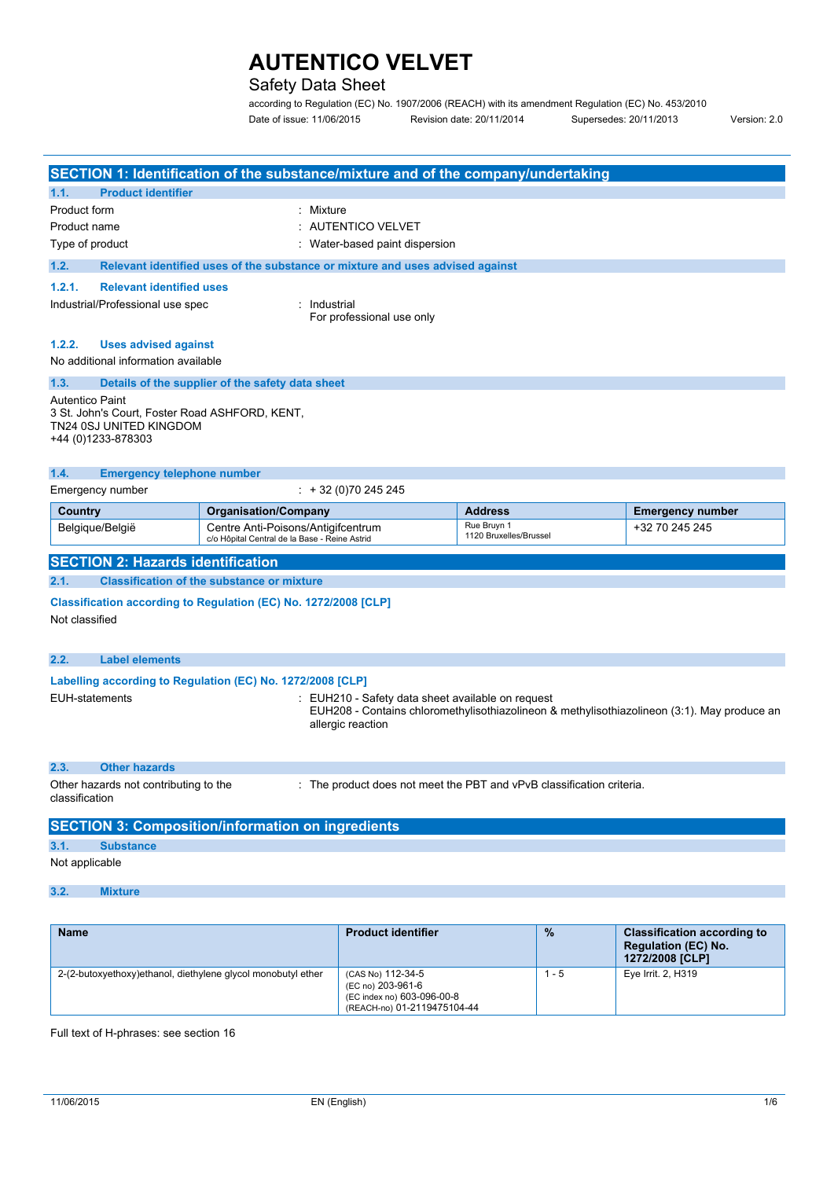# AUTENTICO VELVET

## Safety Data Sheet

according to Regulation (EC) No. 1907/2006 (REACH) with its amendment Regulation (EC) No. 453/2010

Date of issue: 11/06/2015 Revision date: 20/11/2014 Supersedes: 20/11/2013 Version: 2.0

## SECTION 1: Identification of the substance/mixture and of the company/undertaking

### 1.1. Product identifier

Product form : Mixture

Product name : AUTENTICO VELVET

Type of product : Water-based paint dispersion

### 1.2. Relevant identified uses of the substance or mixture and uses advised against

#### 1.2.1. Relevant identified uses

Industrial/Professional use spec : Industrial
For professional use only

#### 1.2.2. Uses advised against

No additional information available

### 1.3. Details of the supplier of the safety data sheet

Autentico Paint
3 St. John's Court, Foster Road ASHFORD, KENT,
TN24 0SJ UNITED KINGDOM
+44 (0)1233-878303

### 1.4. Emergency telephone number

Emergency number : + 32 (0)70 245 245

| Country | Organisation/Company | Address | Emergency number |
|---|---|---|---|
| Belgique/België | Centre Anti-Poisons/Antigifcentrum<br>c/o Hôpital Central de la Base - Reine Astrid | Rue Bruyn 1<br>1120 Bruxelles/Brussel | +32 70 245 245 |

## SECTION 2: Hazards identification

### 2.1. Classification of the substance or mixture

**Classification according to Regulation (EC) No. 1272/2008 [CLP]**

Not classified

### 2.2. Label elements

**Labelling according to Regulation (EC) No. 1272/2008 [CLP]**

EUH-statements : EUH210 - Safety data sheet available on request
EUH208 - Contains chloromethylisothiazolineon & methylisothiazolineon (3:1). May produce an allergic reaction

### 2.3. Other hazards

Other hazards not contributing to the classification : The product does not meet the PBT and vPvB classification criteria.

## SECTION 3: Composition/information on ingredients

### 3.1. Substance

Not applicable

### 3.2. Mixture

| Name | Product identifier | % | Classification according to Regulation (EC) No. 1272/2008 [CLP] |
|---|---|---|---|
| 2-(2-butoxyethoxy)ethanol, diethylene glycol monobutyl ether | (CAS No) 112-34-5<br>(EC no) 203-961-6<br>(EC index no) 603-096-00-8<br>(REACH-no) 01-2119475104-44 | 1 - 5 | Eye Irrit. 2, H319 |

Full text of H-phrases: see section 16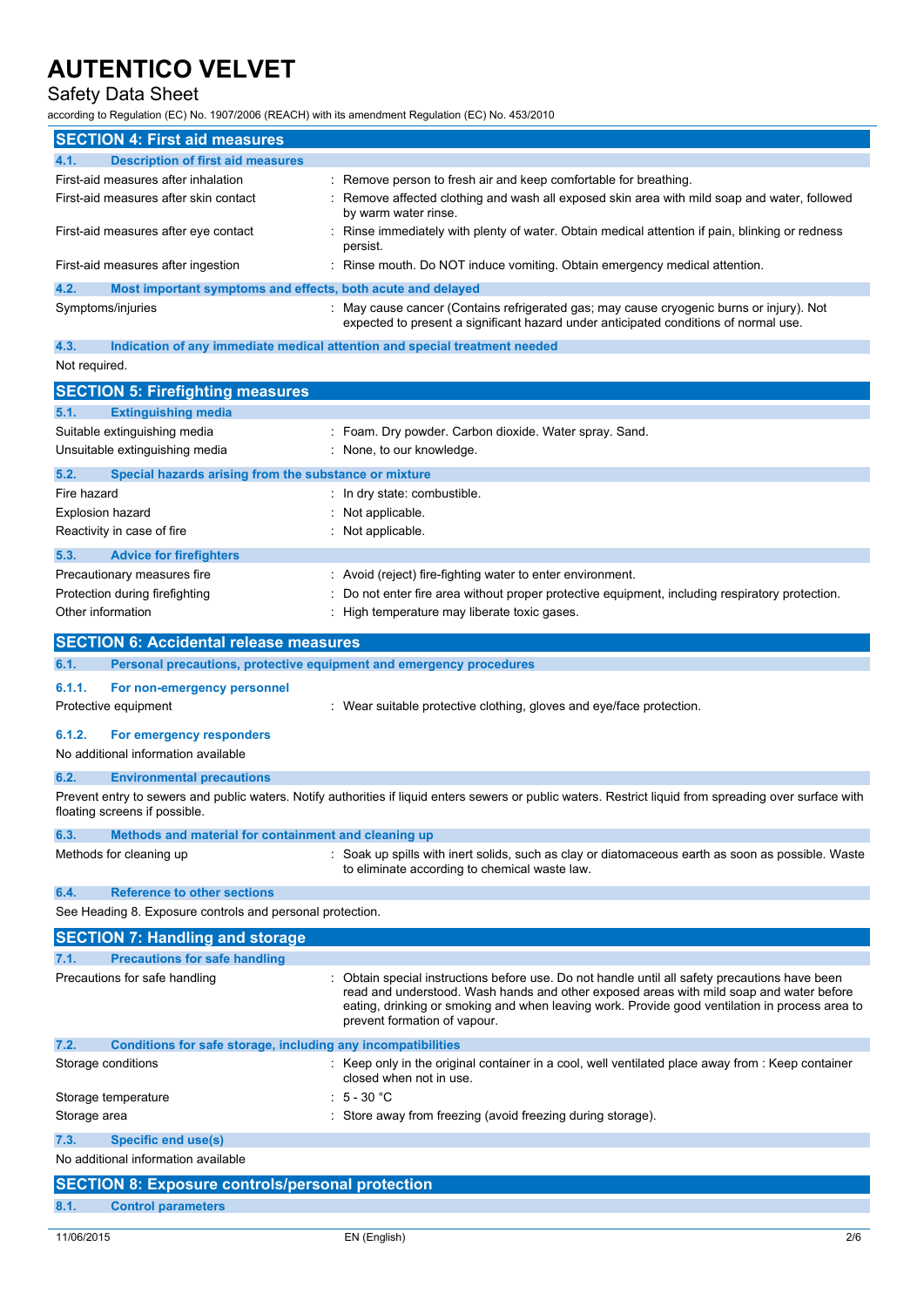# AUTENTICO VELVET

Safety Data Sheet

according to Regulation (EC) No. 1907/2006 (REACH) with its amendment Regulation (EC) No. 453/2010

## SECTION 4: First aid measures

### 4.1. Description of first aid measures

| | |
|---|---|
| First-aid measures after inhalation | : Remove person to fresh air and keep comfortable for breathing. |
| First-aid measures after skin contact | : Remove affected clothing and wash all exposed skin area with mild soap and water, followed by warm water rinse. |
| First-aid measures after eye contact | : Rinse immediately with plenty of water. Obtain medical attention if pain, blinking or redness persist. |
| First-aid measures after ingestion | : Rinse mouth. Do NOT induce vomiting. Obtain emergency medical attention. |

### 4.2. Most important symptoms and effects, both acute and delayed

| | |
|---|---|
| Symptoms/injuries | : May cause cancer (Contains refrigerated gas; may cause cryogenic burns or injury). Not expected to present a significant hazard under anticipated conditions of normal use. |

### 4.3. Indication of any immediate medical attention and special treatment needed

Not required.

## SECTION 5: Firefighting measures

### 5.1. Extinguishing media

| | |
|---|---|
| Suitable extinguishing media | : Foam. Dry powder. Carbon dioxide. Water spray. Sand. |
| Unsuitable extinguishing media | : None, to our knowledge. |

### 5.2. Special hazards arising from the substance or mixture

| | |
|---|---|
| Fire hazard | : In dry state: combustible. |
| Explosion hazard | : Not applicable. |
| Reactivity in case of fire | : Not applicable. |

### 5.3. Advice for firefighters

| | |
|---|---|
| Precautionary measures fire | : Avoid (reject) fire-fighting water to enter environment. |
| Protection during firefighting | : Do not enter fire area without proper protective equipment, including respiratory protection. |
| Other information | : High temperature may liberate toxic gases. |

## SECTION 6: Accidental release measures

### 6.1. Personal precautions, protective equipment and emergency procedures

#### 6.1.1. For non-emergency personnel

| | |
|---|---|
| Protective equipment | : Wear suitable protective clothing, gloves and eye/face protection. |

#### 6.1.2. For emergency responders

No additional information available

### 6.2. Environmental precautions

Prevent entry to sewers and public waters. Notify authorities if liquid enters sewers or public waters. Restrict liquid from spreading over surface with floating screens if possible.

### 6.3. Methods and material for containment and cleaning up

| | |
|---|---|
| Methods for cleaning up | : Soak up spills with inert solids, such as clay or diatomaceous earth as soon as possible. Waste to eliminate according to chemical waste law. |

### 6.4. Reference to other sections

See Heading 8. Exposure controls and personal protection.

## SECTION 7: Handling and storage

### 7.1. Precautions for safe handling

| | |
|---|---|
| Precautions for safe handling | : Obtain special instructions before use. Do not handle until all safety precautions have been read and understood. Wash hands and other exposed areas with mild soap and water before eating, drinking or smoking and when leaving work. Provide good ventilation in process area to prevent formation of vapour. |

### 7.2. Conditions for safe storage, including any incompatibilities

| | |
|---|---|
| Storage conditions | : Keep only in the original container in a cool, well ventilated place away from : Keep container closed when not in use. |
| Storage temperature | : 5 - 30 °C |
| Storage area | : Store away from freezing (avoid freezing during storage). |

### 7.3. Specific end use(s)

No additional information available

## SECTION 8: Exposure controls/personal protection

### 8.1. Control parameters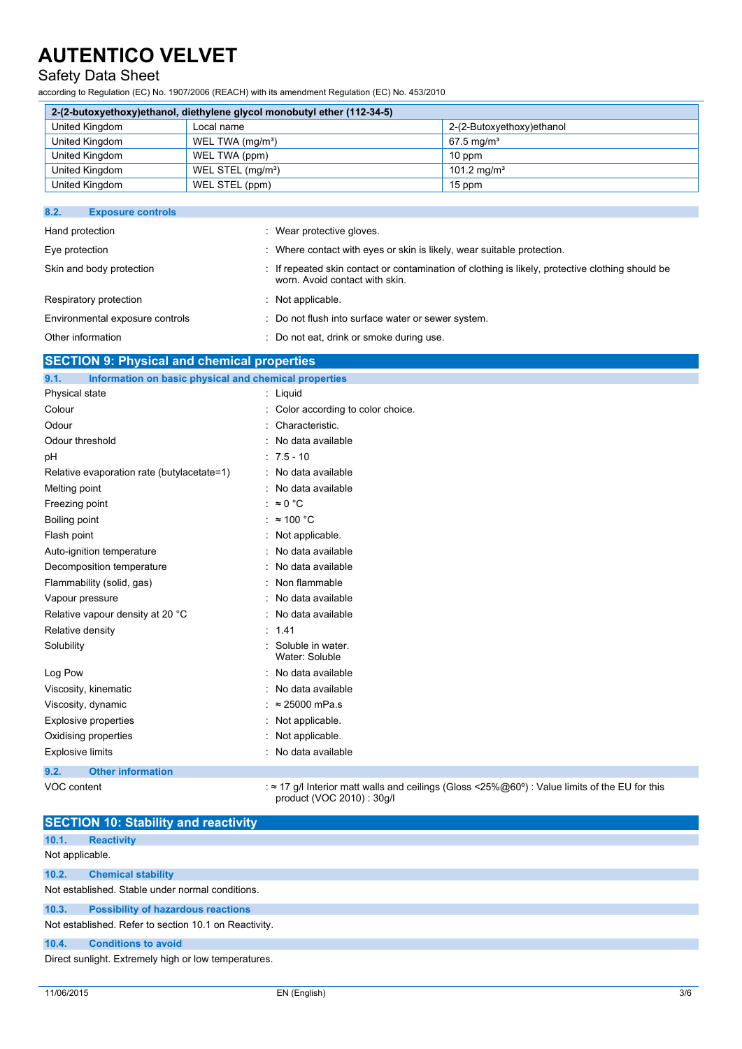| 2-(2-butoxyethoxy)ethanol, diethylene glycol monobutyl ether (112-34-5) | | |
|---|---|---|
| United Kingdom | Local name | 2-(2-Butoxyethoxy)ethanol |
| United Kingdom | WEL TWA (mg/m³) | 67.5 mg/m³ |
| United Kingdom | WEL TWA (ppm) | 10 ppm |
| United Kingdom | WEL STEL (mg/m³) | 101.2 mg/m³ |
| United Kingdom | WEL STEL (ppm) | 15 ppm |

### 8.2. Exposure controls

| | |
|---|---|
| Hand protection | : Wear protective gloves. |
| Eye protection | : Where contact with eyes or skin is likely, wear suitable protection. |
| Skin and body protection | : If repeated skin contact or contamination of clothing is likely, protective clothing should be worn. Avoid contact with skin. |
| Respiratory protection | : Not applicable. |
| Environmental exposure controls | : Do not flush into surface water or sewer system. |
| Other information | : Do not eat, drink or smoke during use. |

## SECTION 9: Physical and chemical properties

### 9.1. Information on basic physical and chemical properties

| | |
|---|---|
| Physical state | : Liquid |
| Colour | : Color according to color choice. |
| Odour | : Characteristic. |
| Odour threshold | : No data available |
| pH | : 7.5 - 10 |
| Relative evaporation rate (butylacetate=1) | : No data available |
| Melting point | : No data available |
| Freezing point | : ≈ 0 °C |
| Boiling point | : ≈ 100 °C |
| Flash point | : Not applicable. |
| Auto-ignition temperature | : No data available |
| Decomposition temperature | : No data available |
| Flammability (solid, gas) | : Non flammable |
| Vapour pressure | : No data available |
| Relative vapour density at 20 °C | : No data available |
| Relative density | : 1.41 |
| Solubility | : Soluble in water. Water: Soluble |
| Log Pow | : No data available |
| Viscosity, kinematic | : No data available |
| Viscosity, dynamic | : ≈ 25000 mPa.s |
| Explosive properties | : Not applicable. |
| Oxidising properties | : Not applicable. |
| Explosive limits | : No data available |

### 9.2. Other information

| | |
|---|---|
| VOC content | : ≈ 17 g/l Interior matt walls and ceilings (Gloss <25%@60º) : Value limits of the EU for this product (VOC 2010) : 30g/l |

## SECTION 10: Stability and reactivity

### 10.1. Reactivity

Not applicable.

### 10.2. Chemical stability

Not established. Stable under normal conditions.

### 10.3. Possibility of hazardous reactions

Not established. Refer to section 10.1 on Reactivity.

### 10.4. Conditions to avoid

Direct sunlight. Extremely high or low temperatures.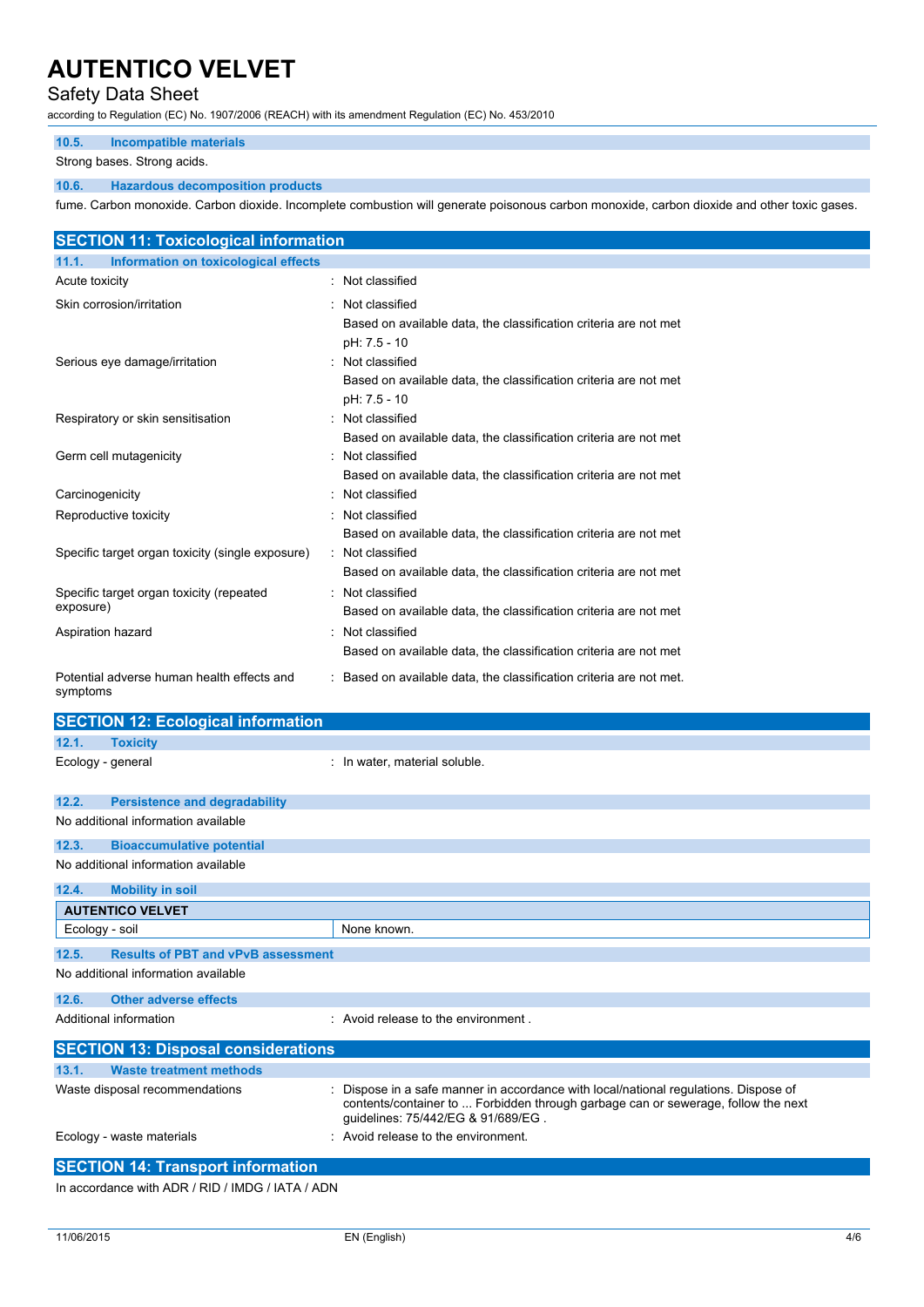#### 10.5. Incompatible materials

Strong bases. Strong acids.

#### 10.6. Hazardous decomposition products

fume. Carbon monoxide. Carbon dioxide. Incomplete combustion will generate poisonous carbon monoxide, carbon dioxide and other toxic gases.

## SECTION 11: Toxicological information

### 11.1. Information on toxicological effects

| | |
|---|---|
| Acute toxicity | : Not classified |
| Skin corrosion/irritation | : Not classified<br>Based on available data, the classification criteria are not met<br>pH: 7.5 - 10 |
| Serious eye damage/irritation | : Not classified<br>Based on available data, the classification criteria are not met<br>pH: 7.5 - 10 |
| Respiratory or skin sensitisation | : Not classified<br>Based on available data, the classification criteria are not met |
| Germ cell mutagenicity | : Not classified<br>Based on available data, the classification criteria are not met |
| Carcinogenicity | : Not classified |
| Reproductive toxicity | : Not classified<br>Based on available data, the classification criteria are not met |
| Specific target organ toxicity (single exposure) | : Not classified<br>Based on available data, the classification criteria are not met |
| Specific target organ toxicity (repeated exposure) | : Not classified<br>Based on available data, the classification criteria are not met |
| Aspiration hazard | : Not classified<br>Based on available data, the classification criteria are not met |
| Potential adverse human health effects and symptoms | : Based on available data, the classification criteria are not met. |

## SECTION 12: Ecological information

### 12.1. Toxicity

Ecology - general : In water, material soluble.

### 12.2. Persistence and degradability

No additional information available

### 12.3. Bioaccumulative potential

No additional information available

### 12.4. Mobility in soil

| AUTENTICO VELVET | |
|---|---|
| Ecology - soil | None known. |

### 12.5. Results of PBT and vPvB assessment

No additional information available

### 12.6. Other adverse effects

Additional information : Avoid release to the environment .

## SECTION 13: Disposal considerations

### 13.1. Waste treatment methods

| | |
|---|---|
| Waste disposal recommendations | : Dispose in a safe manner in accordance with local/national regulations. Dispose of contents/container to ... Forbidden through garbage can or sewerage, follow the next guidelines: 75/442/EG & 91/689/EG . |
| Ecology - waste materials | : Avoid release to the environment. |

## SECTION 14: Transport information

In accordance with ADR / RID / IMDG / IATA / ADN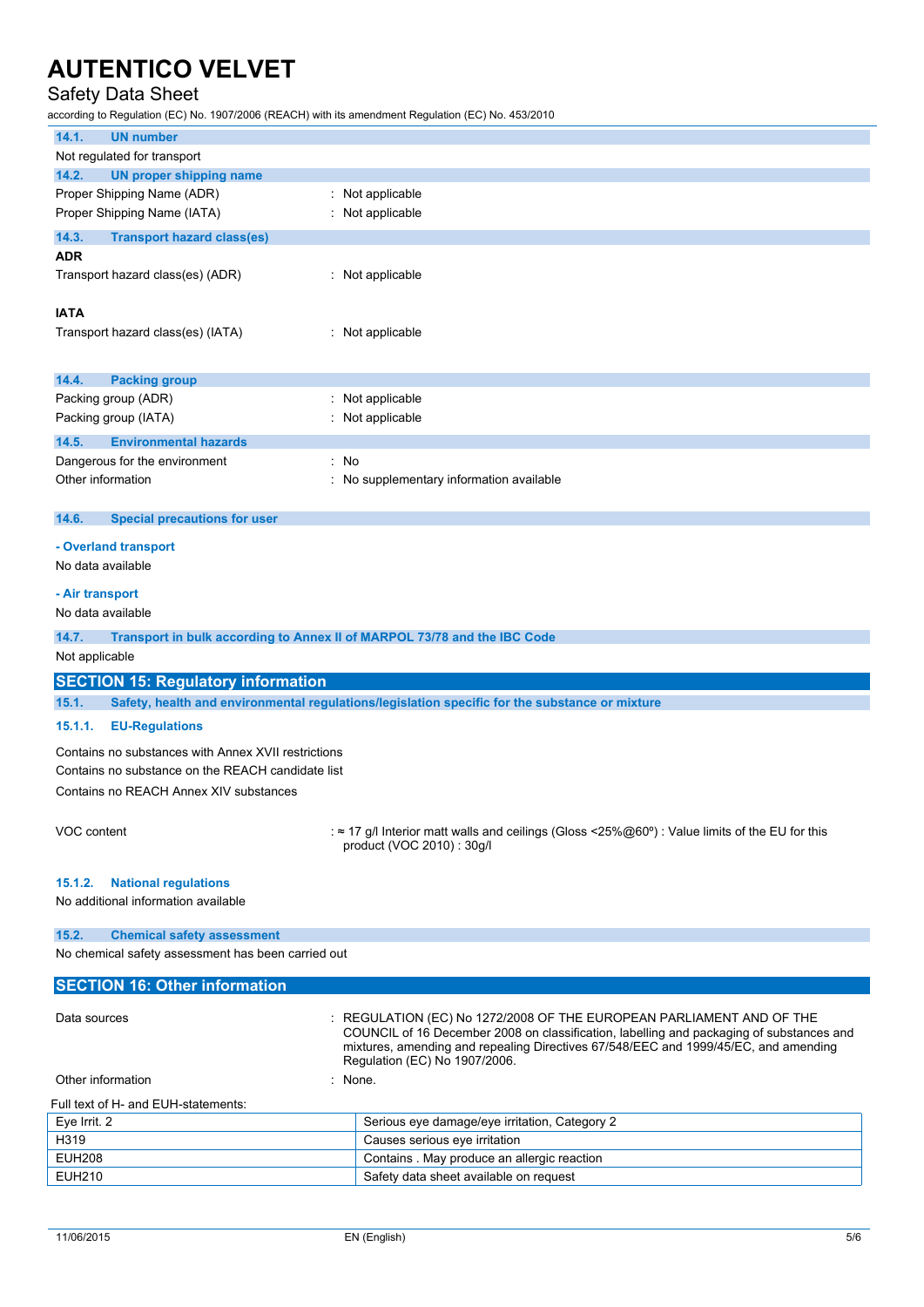### 14.1. UN number

Not regulated for transport

### 14.2. UN proper shipping name

Proper Shipping Name (ADR) : Not applicable

Proper Shipping Name (IATA) : Not applicable

### 14.3. Transport hazard class(es)

**ADR**

Transport hazard class(es) (ADR) : Not applicable

**IATA**

Transport hazard class(es) (IATA) : Not applicable

### 14.4. Packing group

Packing group (ADR) : Not applicable

Packing group (IATA) : Not applicable

### 14.5. Environmental hazards

Dangerous for the environment : No

Other information : No supplementary information available

### 14.6. Special precautions for user

**- Overland transport**

No data available

**- Air transport**

No data available

### 14.7. Transport in bulk according to Annex II of MARPOL 73/78 and the IBC Code

Not applicable

## SECTION 15: Regulatory information

### 15.1. Safety, health and environmental regulations/legislation specific for the substance or mixture

#### 15.1.1. EU-Regulations

Contains no substances with Annex XVII restrictions

Contains no substance on the REACH candidate list

Contains no REACH Annex XIV substances

VOC content : ≈ 17 g/l Interior matt walls and ceilings (Gloss <25%@60º) : Value limits of the EU for this product (VOC 2010) : 30g/l

#### 15.1.2. National regulations

No additional information available

### 15.2. Chemical safety assessment

No chemical safety assessment has been carried out

## SECTION 16: Other information

Data sources : REGULATION (EC) No 1272/2008 OF THE EUROPEAN PARLIAMENT AND OF THE COUNCIL of 16 December 2008 on classification, labelling and packaging of substances and mixtures, amending and repealing Directives 67/548/EEC and 1999/45/EC, and amending Regulation (EC) No 1907/2006.

Other information : None.

Full text of H- and EUH-statements:

| | |
|---|---|
| Eye Irrit. 2 | Serious eye damage/eye irritation, Category 2 |
| H319 | Causes serious eye irritation |
| EUH208 | Contains . May produce an allergic reaction |
| EUH210 | Safety data sheet available on request |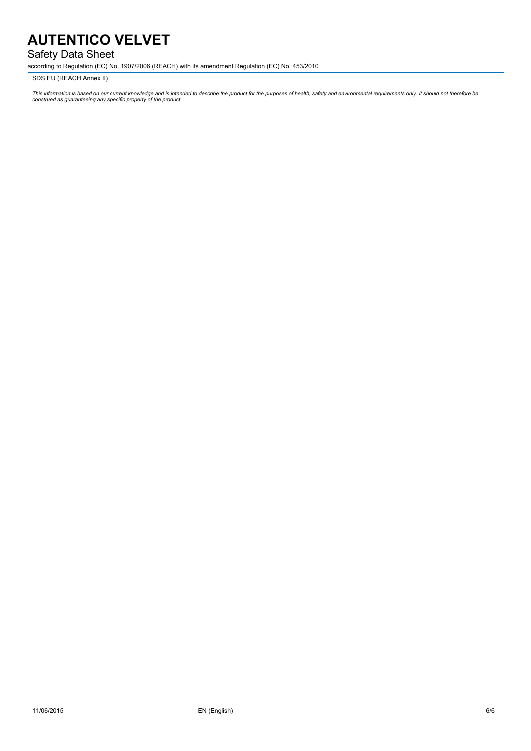*This information is based on our current knowledge and is intended to describe the product for the purposes of health, safety and environmental requirements only. It should not therefore be construed as guaranteeing any specific property of the product*